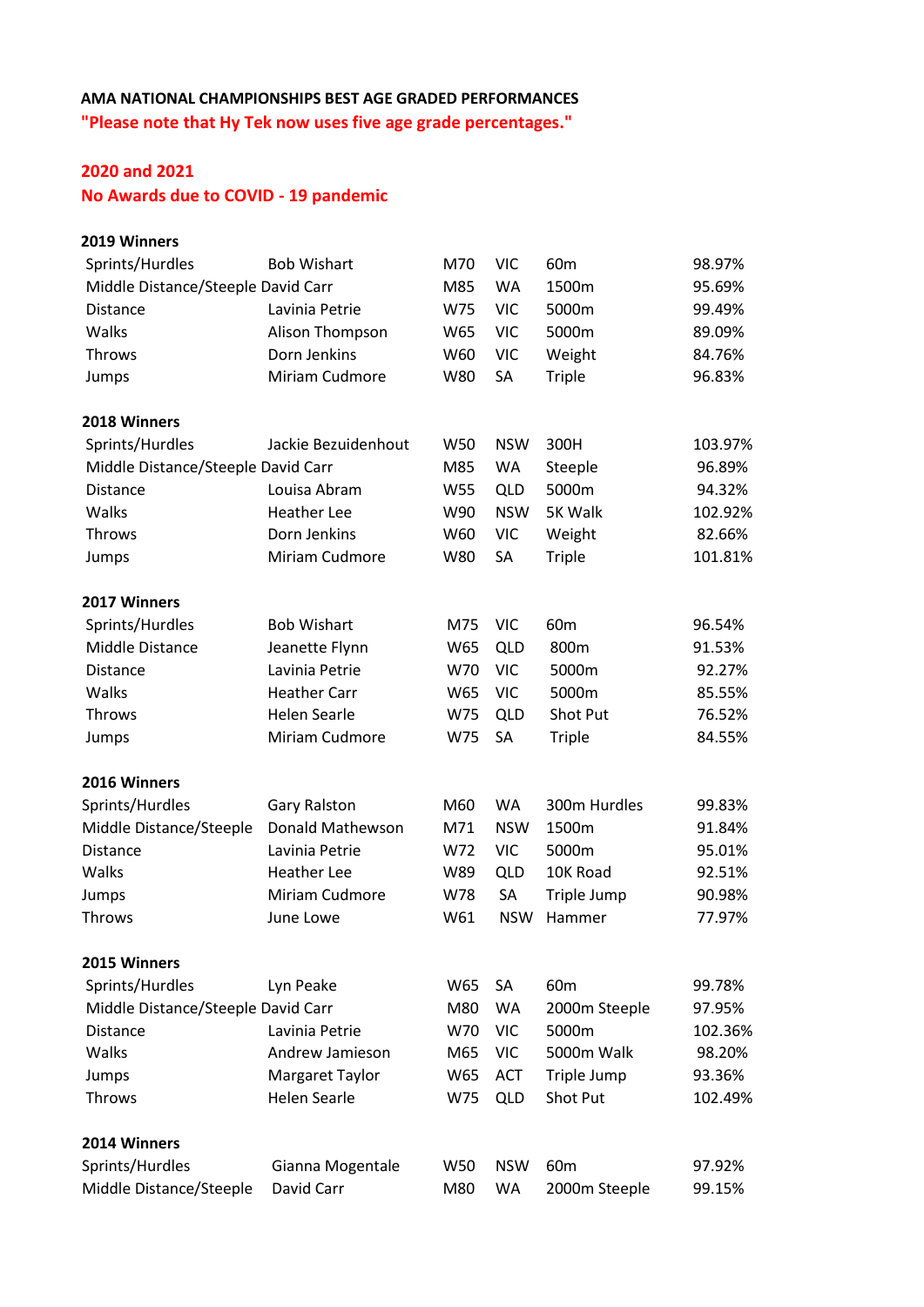**AMA NATIONAL CHAMPIONSHIPS BEST AGE GRADED PERFORMANCES**

**"Please note that Hy Tek now uses five age grade percentages."**

**2020 and 2021**

**No Awards due to COVID - 19 pandemic**

**2019 Winners**

| | | | | | |
|---|---|---|---|---|---|
| Sprints/Hurdles | Bob Wishart | M70 | VIC | 60m | 98.97% |
| Middle Distance/Steeple | David Carr | M85 | WA | 1500m | 95.69% |
| Distance | Lavinia Petrie | W75 | VIC | 5000m | 99.49% |
| Walks | Alison Thompson | W65 | VIC | 5000m | 89.09% |
| Throws | Dorn Jenkins | W60 | VIC | Weight | 84.76% |
| Jumps | Miriam Cudmore | W80 | SA | Triple | 96.83% |

**2018 Winners**

| | | | | | |
|---|---|---|---|---|---|
| Sprints/Hurdles | Jackie Bezuidenhout | W50 | NSW | 300H | 103.97% |
| Middle Distance/Steeple | David Carr | M85 | WA | Steeple | 96.89% |
| Distance | Louisa Abram | W55 | QLD | 5000m | 94.32% |
| Walks | Heather Lee | W90 | NSW | 5K Walk | 102.92% |
| Throws | Dorn Jenkins | W60 | VIC | Weight | 82.66% |
| Jumps | Miriam Cudmore | W80 | SA | Triple | 101.81% |

**2017 Winners**

| | | | | | |
|---|---|---|---|---|---|
| Sprints/Hurdles | Bob Wishart | M75 | VIC | 60m | 96.54% |
| Middle Distance | Jeanette Flynn | W65 | QLD | 800m | 91.53% |
| Distance | Lavinia Petrie | W70 | VIC | 5000m | 92.27% |
| Walks | Heather Carr | W65 | VIC | 5000m | 85.55% |
| Throws | Helen Searle | W75 | QLD | Shot Put | 76.52% |
| Jumps | Miriam Cudmore | W75 | SA | Triple | 84.55% |

**2016 Winners**

| | | | | | |
|---|---|---|---|---|---|
| Sprints/Hurdles | Gary Ralston | M60 | WA | 300m Hurdles | 99.83% |
| Middle Distance/Steeple | Donald Mathewson | M71 | NSW | 1500m | 91.84% |
| Distance | Lavinia Petrie | W72 | VIC | 5000m | 95.01% |
| Walks | Heather Lee | W89 | QLD | 10K Road | 92.51% |
| Jumps | Miriam Cudmore | W78 | SA | Triple Jump | 90.98% |
| Throws | June Lowe | W61 | NSW | Hammer | 77.97% |

**2015 Winners**

| | | | | | |
|---|---|---|---|---|---|
| Sprints/Hurdles | Lyn Peake | W65 | SA | 60m | 99.78% |
| Middle Distance/Steeple | David Carr | M80 | WA | 2000m Steeple | 97.95% |
| Distance | Lavinia Petrie | W70 | VIC | 5000m | 102.36% |
| Walks | Andrew Jamieson | M65 | VIC | 5000m Walk | 98.20% |
| Jumps | Margaret Taylor | W65 | ACT | Triple Jump | 93.36% |
| Throws | Helen Searle | W75 | QLD | Shot Put | 102.49% |

**2014 Winners**

| | | | | | |
|---|---|---|---|---|---|
| Sprints/Hurdles | Gianna Mogentale | W50 | NSW | 60m | 97.92% |
| Middle Distance/Steeple | David Carr | M80 | WA | 2000m Steeple | 99.15% |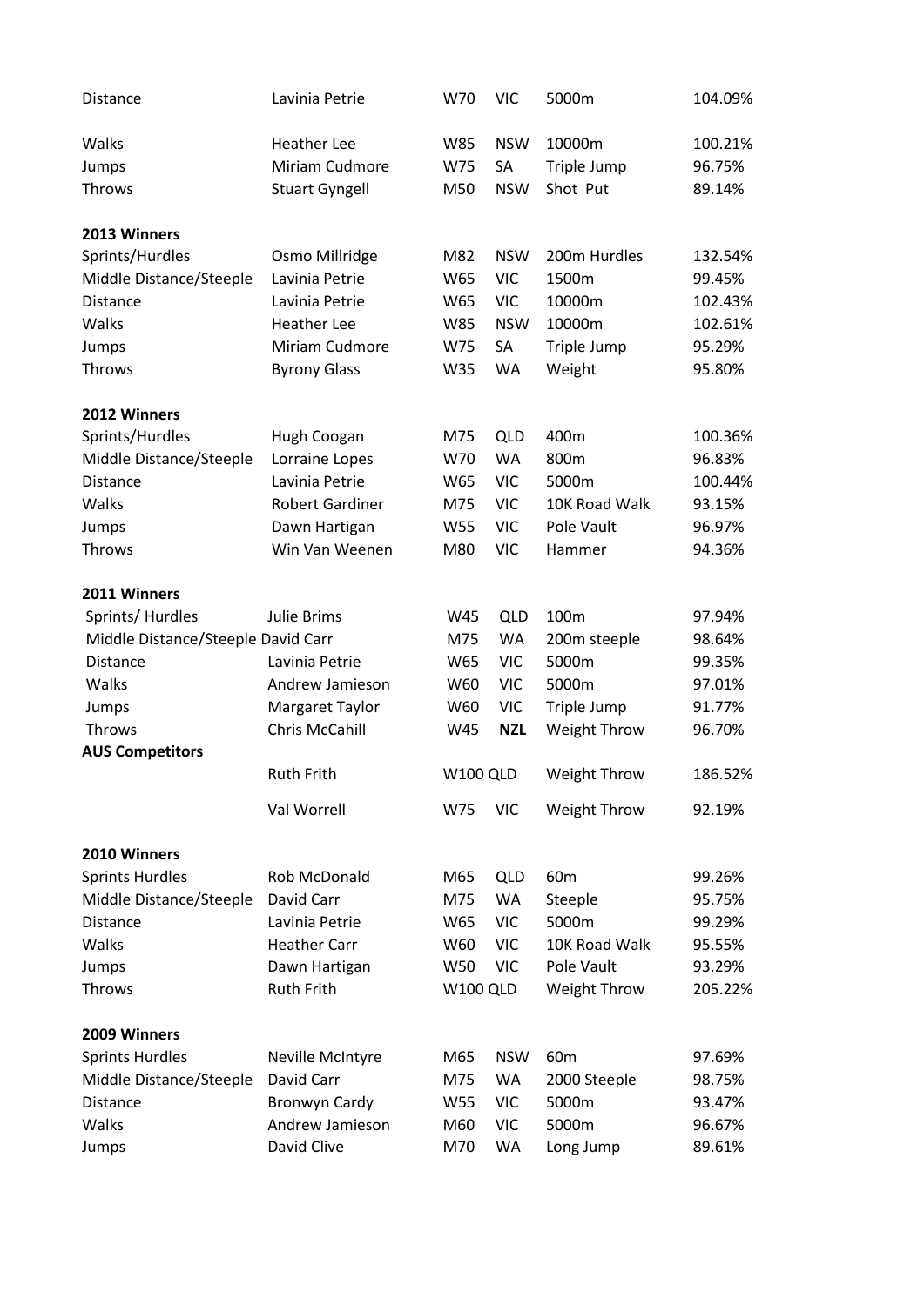| | | | | | |
|---|---|---|---|---|---|
| Distance | Lavinia Petrie | W70 | VIC | 5000m | 104.09% |
| Walks | Heather Lee | W85 | NSW | 10000m | 100.21% |
| Jumps | Miriam Cudmore | W75 | SA | Triple Jump | 96.75% |
| Throws | Stuart Gyngell | M50 | NSW | Shot Put | 89.14% |
| **2013 Winners** | | | | | |
| Sprints/Hurdles | Osmo Millridge | M82 | NSW | 200m Hurdles | 132.54% |
| Middle Distance/Steeple | Lavinia Petrie | W65 | VIC | 1500m | 99.45% |
| Distance | Lavinia Petrie | W65 | VIC | 10000m | 102.43% |
| Walks | Heather Lee | W85 | NSW | 10000m | 102.61% |
| Jumps | Miriam Cudmore | W75 | SA | Triple Jump | 95.29% |
| Throws | Byrony Glass | W35 | WA | Weight | 95.80% |
| **2012 Winners** | | | | | |
| Sprints/Hurdles | Hugh Coogan | M75 | QLD | 400m | 100.36% |
| Middle Distance/Steeple | Lorraine Lopes | W70 | WA | 800m | 96.83% |
| Distance | Lavinia Petrie | W65 | VIC | 5000m | 100.44% |
| Walks | Robert Gardiner | M75 | VIC | 10K Road Walk | 93.15% |
| Jumps | Dawn Hartigan | W55 | VIC | Pole Vault | 96.97% |
| Throws | Win Van Weenen | M80 | VIC | Hammer | 94.36% |
| **2011 Winners** | | | | | |
| Sprints/ Hurdles | Julie Brims | W45 | QLD | 100m | 97.94% |
| Middle Distance/Steeple | David Carr | M75 | WA | 200m steeple | 98.64% |
| Distance | Lavinia Petrie | W65 | VIC | 5000m | 99.35% |
| Walks | Andrew Jamieson | W60 | VIC | 5000m | 97.01% |
| Jumps | Margaret Taylor | W60 | VIC | Triple Jump | 91.77% |
| Throws | Chris McCahill | W45 | **NZL** | Weight Throw | 96.70% |
| **AUS Competitors** | | | | | |
| | Ruth Frith | W100 | QLD | Weight Throw | 186.52% |
| | Val Worrell | W75 | VIC | Weight Throw | 92.19% |
| **2010 Winners** | | | | | |
| Sprints Hurdles | Rob McDonald | M65 | QLD | 60m | 99.26% |
| Middle Distance/Steeple | David Carr | M75 | WA | Steeple | 95.75% |
| Distance | Lavinia Petrie | W65 | VIC | 5000m | 99.29% |
| Walks | Heather Carr | W60 | VIC | 10K Road Walk | 95.55% |
| Jumps | Dawn Hartigan | W50 | VIC | Pole Vault | 93.29% |
| Throws | Ruth Frith | W100 | QLD | Weight Throw | 205.22% |
| **2009 Winners** | | | | | |
| Sprints Hurdles | Neville McIntyre | M65 | NSW | 60m | 97.69% |
| Middle Distance/Steeple | David Carr | M75 | WA | 2000 Steeple | 98.75% |
| Distance | Bronwyn Cardy | W55 | VIC | 5000m | 93.47% |
| Walks | Andrew Jamieson | M60 | VIC | 5000m | 96.67% |
| Jumps | David Clive | M70 | WA | Long Jump | 89.61% |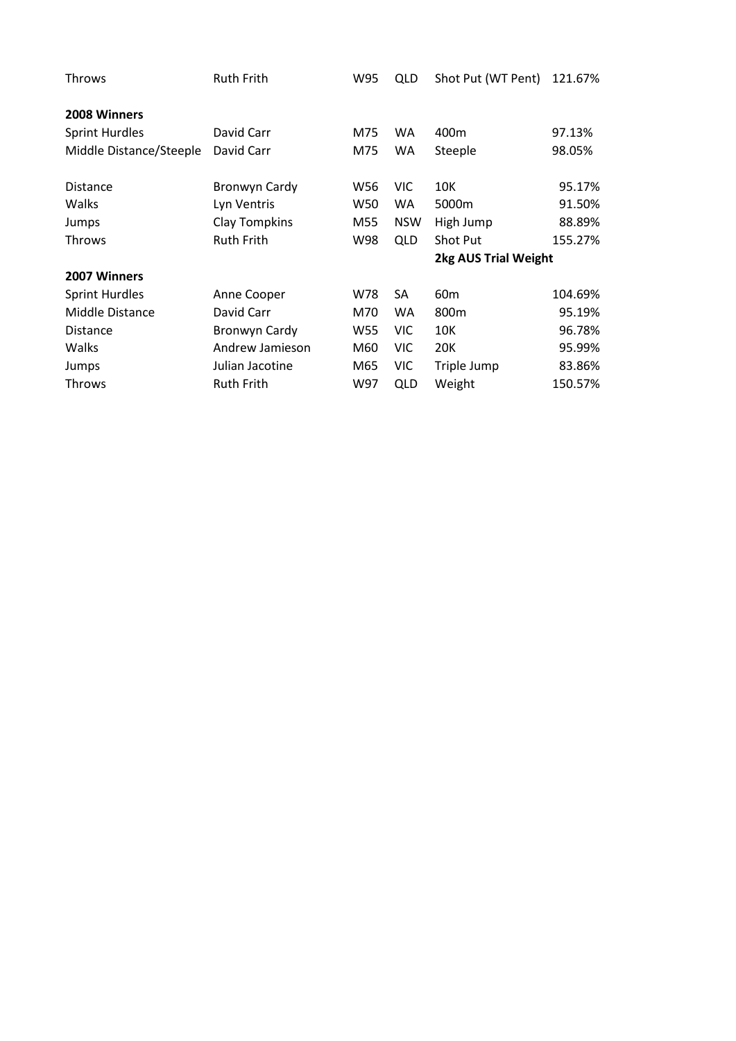| | | | | | |
|---|---|---|---|---|---|
| Throws | Ruth Frith | W95 | QLD | Shot Put (WT Pent) | 121.67% |
| **2008 Winners** | | | | | |
| Sprint Hurdles | David Carr | M75 | WA | 400m | 97.13% |
| Middle Distance/Steeple | David Carr | M75 | WA | Steeple | 98.05% |
| Distance | Bronwyn Cardy | W56 | VIC | 10K | 95.17% |
| Walks | Lyn Ventris | W50 | WA | 5000m | 91.50% |
| Jumps | Clay Tompkins | M55 | NSW | High Jump | 88.89% |
| Throws | Ruth Frith | W98 | QLD | Shot Put | 155.27% |
| | | | | **2kg AUS Trial Weight** | |
| **2007 Winners** | | | | | |
| Sprint Hurdles | Anne Cooper | W78 | SA | 60m | 104.69% |
| Middle Distance | David Carr | M70 | WA | 800m | 95.19% |
| Distance | Bronwyn Cardy | W55 | VIC | 10K | 96.78% |
| Walks | Andrew Jamieson | M60 | VIC | 20K | 95.99% |
| Jumps | Julian Jacotine | M65 | VIC | Triple Jump | 83.86% |
| Throws | Ruth Frith | W97 | QLD | Weight | 150.57% |